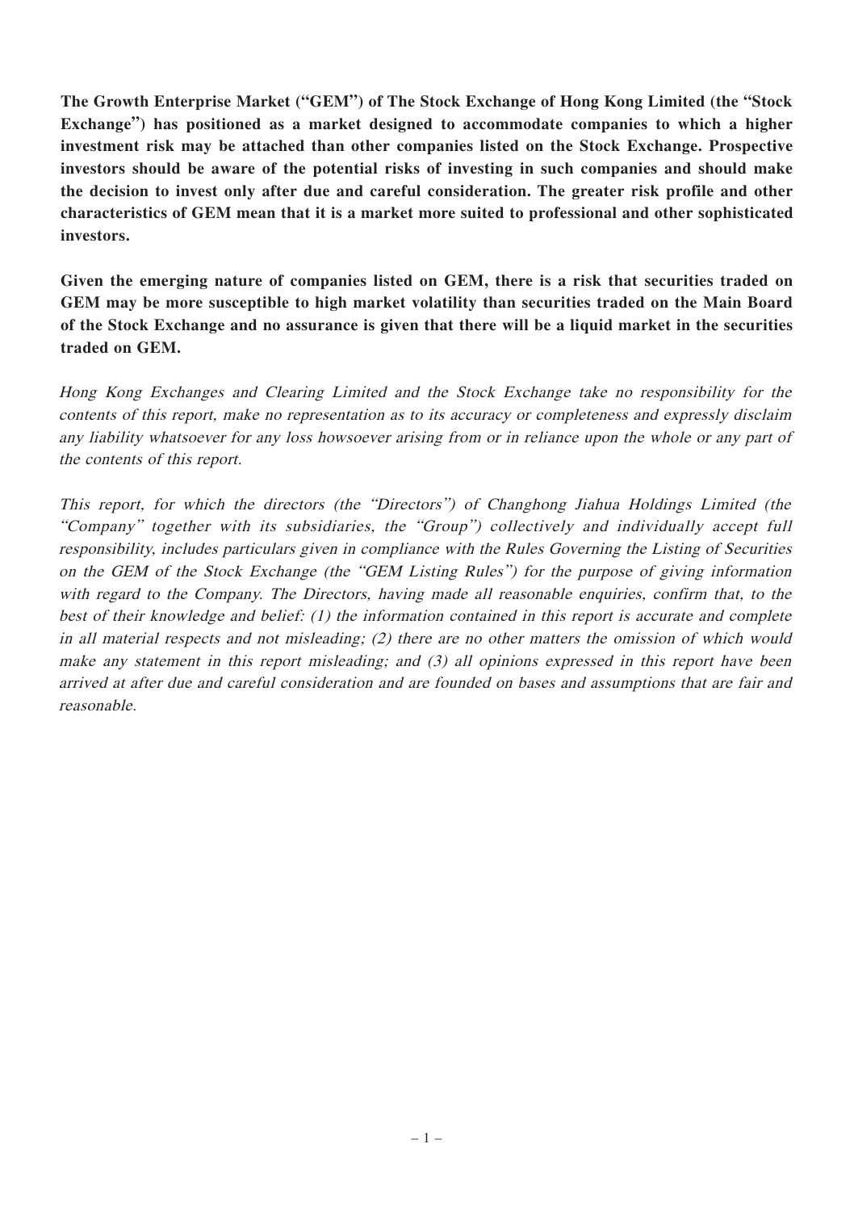**The Growth Enterprise Market ("GEM") of The Stock Exchange of Hong Kong Limited (the "Stock Exchange") has positioned as a market designed to accommodate companies to which a higher investment risk may be attached than other companies listed on the Stock Exchange. Prospective investors should be aware of the potential risks of investing in such companies and should make the decision to invest only after due and careful consideration. The greater risk profile and other characteristics of GEM mean that it is a market more suited to professional and other sophisticated investors.**

**Given the emerging nature of companies listed on GEM, there is a risk that securities traded on GEM may be more susceptible to high market volatility than securities traded on the Main Board of the Stock Exchange and no assurance is given that there will be a liquid market in the securities traded on GEM.**

*Hong Kong Exchanges and Clearing Limited and the Stock Exchange take no responsibility for the contents of this report, make no representation as to its accuracy or completeness and expressly disclaim any liability whatsoever for any loss howsoever arising from or in reliance upon the whole or any part of the contents of this report.*

*This report, for which the directors (the "Directors") of Changhong Jiahua Holdings Limited (the "Company" together with its subsidiaries, the "Group") collectively and individually accept full responsibility, includes particulars given in compliance with the Rules Governing the Listing of Securities on the GEM of the Stock Exchange (the "GEM Listing Rules") for the purpose of giving information with regard to the Company. The Directors, having made all reasonable enquiries, confirm that, to the best of their knowledge and belief: (1) the information contained in this report is accurate and complete in all material respects and not misleading; (2) there are no other matters the omission of which would make any statement in this report misleading; and (3) all opinions expressed in this report have been arrived at after due and careful consideration and are founded on bases and assumptions that are fair and reasonable.*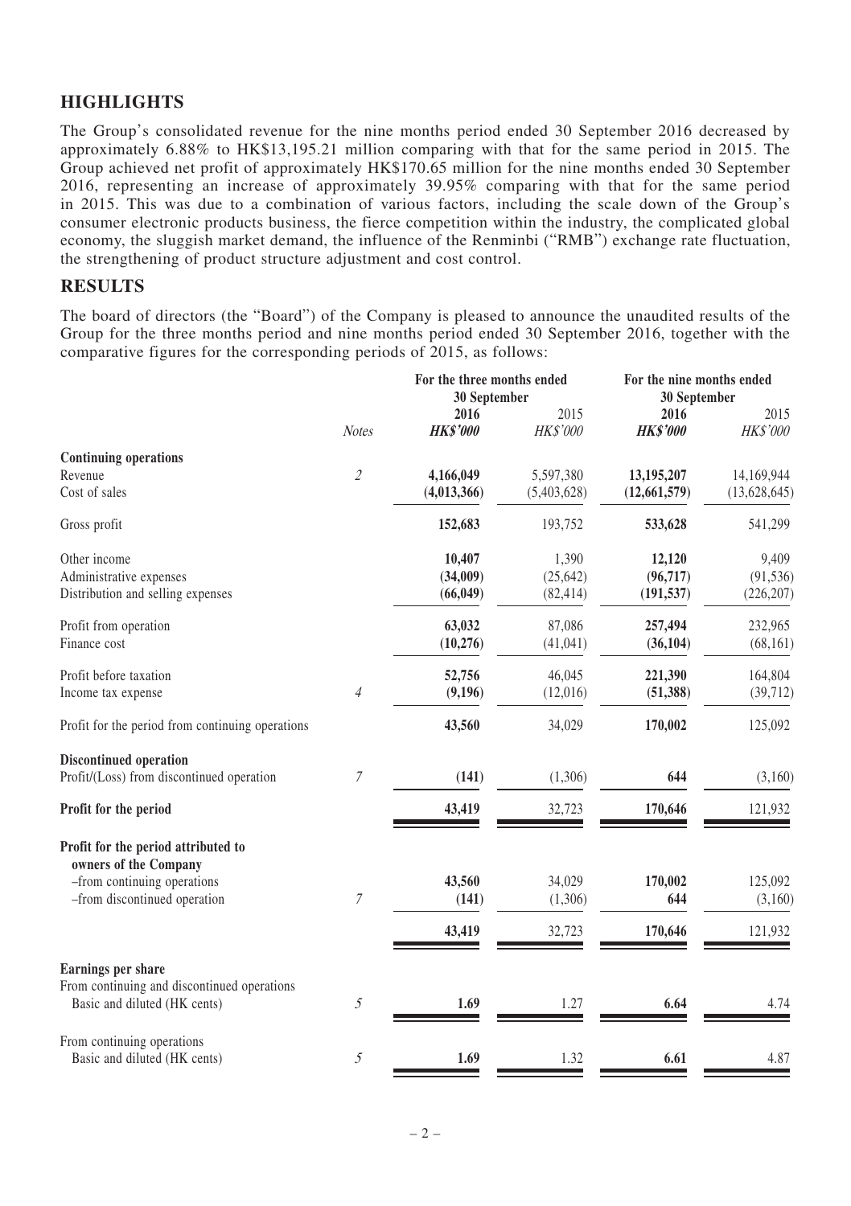## HIGHLIGHTS

The Group's consolidated revenue for the nine months period ended 30 September 2016 decreased by approximately 6.88% to HK$13,195.21 million comparing with that for the same period in 2015. The Group achieved net profit of approximately HK$170.65 million for the nine months ended 30 September 2016, representing an increase of approximately 39.95% comparing with that for the same period in 2015. This was due to a combination of various factors, including the scale down of the Group's consumer electronic products business, the fierce competition within the industry, the complicated global economy, the sluggish market demand, the influence of the Renminbi ("RMB") exchange rate fluctuation, the strengthening of product structure adjustment and cost control.

## RESULTS

The board of directors (the "Board") of the Company is pleased to announce the unaudited results of the Group for the three months period and nine months period ended 30 September 2016, together with the comparative figures for the corresponding periods of 2015, as follows:

| | | For the three months ended 30 September | | For the nine months ended 30 September | |
|---|---|---|---|---|---|
| | *Notes* | **2016** | 2015 | **2016** | 2015 |
| | | ***HK$'000*** | *HK$'000* | ***HK$'000*** | *HK$'000* |
| **Continuing operations** | | | | | |
| Revenue | *2* | **4,166,049** | 5,597,380 | **13,195,207** | 14,169,944 |
| Cost of sales | | **(4,013,366)** | (5,403,628) | **(12,661,579)** | (13,628,645) |
| Gross profit | | **152,683** | 193,752 | **533,628** | 541,299 |
| Other income | | **10,407** | 1,390 | **12,120** | 9,409 |
| Administrative expenses | | **(34,009)** | (25,642) | **(96,717)** | (91,536) |
| Distribution and selling expenses | | **(66,049)** | (82,414) | **(191,537)** | (226,207) |
| Profit from operation | | **63,032** | 87,086 | **257,494** | 232,965 |
| Finance cost | | **(10,276)** | (41,041) | **(36,104)** | (68,161) |
| Profit before taxation | | **52,756** | 46,045 | **221,390** | 164,804 |
| Income tax expense | *4* | **(9,196)** | (12,016) | **(51,388)** | (39,712) |
| Profit for the period from continuing operations | | **43,560** | 34,029 | **170,002** | 125,092 |
| **Discontinued operation** | | | | | |
| Profit/(Loss) from discontinued operation | *7* | **(141)** | (1,306) | **644** | (3,160) |
| **Profit for the period** | | **43,419** | 32,723 | **170,646** | 121,932 |
| **Profit for the period attributed to owners of the Company** | | | | | |
| –from continuing operations | | **43,560** | 34,029 | **170,002** | 125,092 |
| –from discontinued operation | *7* | **(141)** | (1,306) | **644** | (3,160) |
| | | **43,419** | 32,723 | **170,646** | 121,932 |
| **Earnings per share** | | | | | |
| From continuing and discontinued operations | | | | | |
| Basic and diluted (HK cents) | *5* | **1.69** | 1.27 | **6.64** | 4.74 |
| From continuing operations | | | | | |
| Basic and diluted (HK cents) | *5* | **1.69** | 1.32 | **6.61** | 4.87 |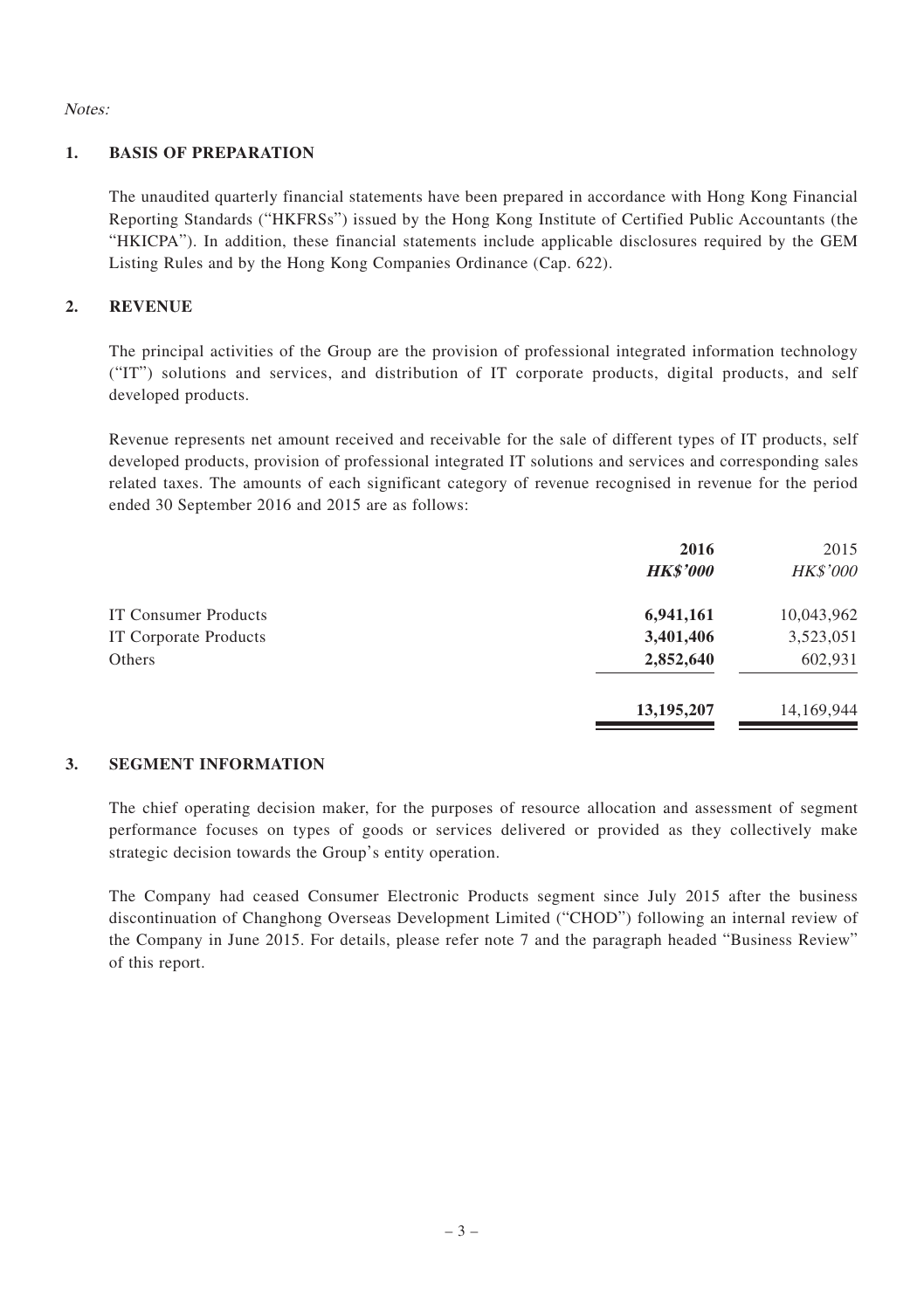*Notes:*

## 1. BASIS OF PREPARATION

The unaudited quarterly financial statements have been prepared in accordance with Hong Kong Financial Reporting Standards ("HKFRSs") issued by the Hong Kong Institute of Certified Public Accountants (the "HKICPA"). In addition, these financial statements include applicable disclosures required by the GEM Listing Rules and by the Hong Kong Companies Ordinance (Cap. 622).

## 2. REVENUE

The principal activities of the Group are the provision of professional integrated information technology ("IT") solutions and services, and distribution of IT corporate products, digital products, and self developed products.

Revenue represents net amount received and receivable for the sale of different types of IT products, self developed products, provision of professional integrated IT solutions and services and corresponding sales related taxes. The amounts of each significant category of revenue recognised in revenue for the period ended 30 September 2016 and 2015 are as follows:

| | **2016** | 2015 |
|---|---|---|
| | ***HK$'000*** | *HK$'000* |
| IT Consumer Products | **6,941,161** | 10,043,962 |
| IT Corporate Products | **3,401,406** | 3,523,051 |
| Others | **2,852,640** | 602,931 |
| | **13,195,207** | 14,169,944 |

## 3. SEGMENT INFORMATION

The chief operating decision maker, for the purposes of resource allocation and assessment of segment performance focuses on types of goods or services delivered or provided as they collectively make strategic decision towards the Group's entity operation.

The Company had ceased Consumer Electronic Products segment since July 2015 after the business discontinuation of Changhong Overseas Development Limited ("CHOD") following an internal review of the Company in June 2015. For details, please refer note 7 and the paragraph headed "Business Review" of this report.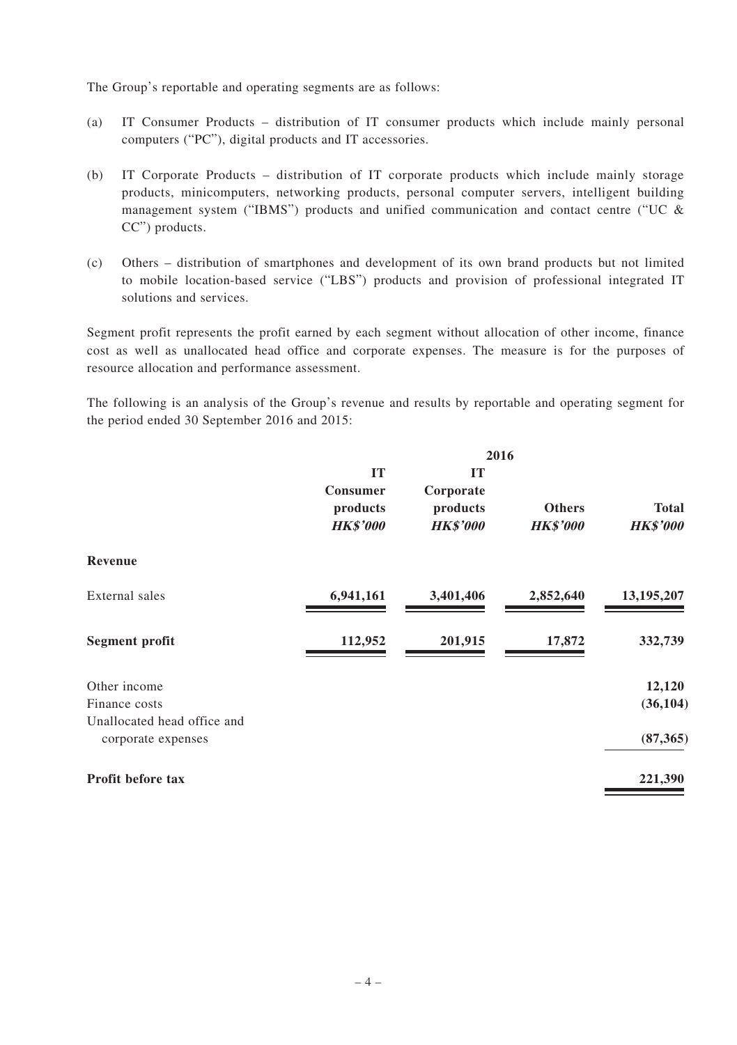The Group's reportable and operating segments are as follows:

(a) IT Consumer Products – distribution of IT consumer products which include mainly personal computers ("PC"), digital products and IT accessories.

(b) IT Corporate Products – distribution of IT corporate products which include mainly storage products, minicomputers, networking products, personal computer servers, intelligent building management system ("IBMS") products and unified communication and contact centre ("UC & CC") products.

(c) Others – distribution of smartphones and development of its own brand products but not limited to mobile location-based service ("LBS") products and provision of professional integrated IT solutions and services.

Segment profit represents the profit earned by each segment without allocation of other income, finance cost as well as unallocated head office and corporate expenses. The measure is for the purposes of resource allocation and performance assessment.

The following is an analysis of the Group's revenue and results by reportable and operating segment for the period ended 30 September 2016 and 2015:

| | **2016** | | | |
|---|---|---|---|---|
| | **IT Consumer products** | **IT Corporate products** | **Others** | **Total** |
| | ***HK$'000*** | ***HK$'000*** | ***HK$'000*** | ***HK$'000*** |
| **Revenue** | | | | |
| External sales | **6,941,161** | **3,401,406** | **2,852,640** | **13,195,207** |
| **Segment profit** | **112,952** | **201,915** | **17,872** | **332,739** |
| Other income | | | | **12,120** |
| Finance costs | | | | **(36,104)** |
| Unallocated head office and corporate expenses | | | | **(87,365)** |
| **Profit before tax** | | | | **221,390** |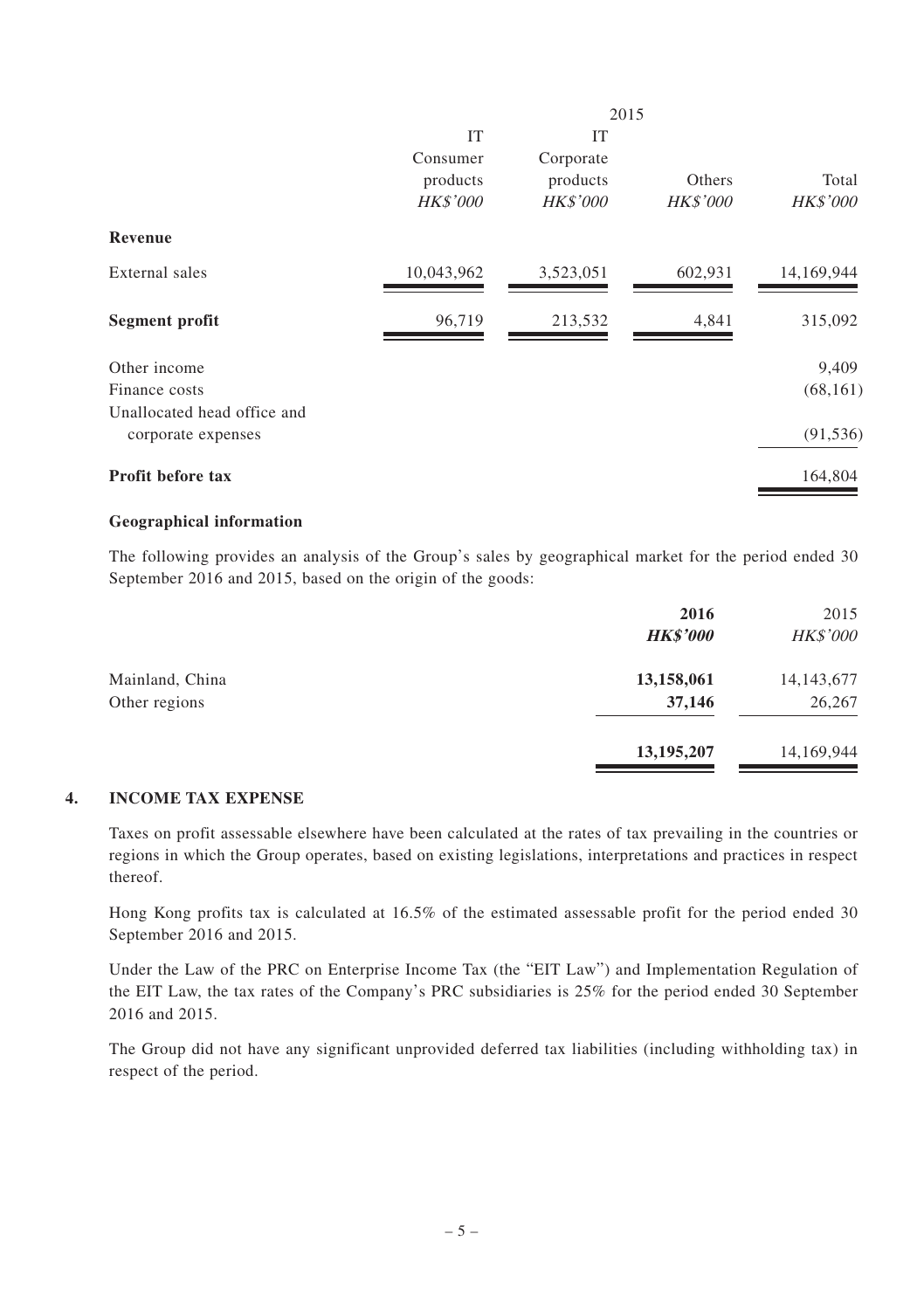| | 2015 | | | |
|---|---|---|---|---|
| | IT Consumer products | IT Corporate products | Others | Total |
| | *HK$'000* | *HK$'000* | *HK$'000* | *HK$'000* |
| **Revenue** | | | | |
| External sales | 10,043,962 | 3,523,051 | 602,931 | 14,169,944 |
| **Segment profit** | 96,719 | 213,532 | 4,841 | 315,092 |
| Other income | | | | 9,409 |
| Finance costs | | | | (68,161) |
| Unallocated head office and corporate expenses | | | | (91,536) |
| **Profit before tax** | | | | 164,804 |

**Geographical information**

The following provides an analysis of the Group's sales by geographical market for the period ended 30 September 2016 and 2015, based on the origin of the goods:

| | **2016** | 2015 |
|---|---|---|
| | ***HK$'000*** | *HK$'000* |
| Mainland, China | **13,158,061** | 14,143,677 |
| Other regions | **37,146** | 26,267 |
| | **13,195,207** | 14,169,944 |

## 4. INCOME TAX EXPENSE

Taxes on profit assessable elsewhere have been calculated at the rates of tax prevailing in the countries or regions in which the Group operates, based on existing legislations, interpretations and practices in respect thereof.

Hong Kong profits tax is calculated at 16.5% of the estimated assessable profit for the period ended 30 September 2016 and 2015.

Under the Law of the PRC on Enterprise Income Tax (the "EIT Law") and Implementation Regulation of the EIT Law, the tax rates of the Company's PRC subsidiaries is 25% for the period ended 30 September 2016 and 2015.

The Group did not have any significant unprovided deferred tax liabilities (including withholding tax) in respect of the period.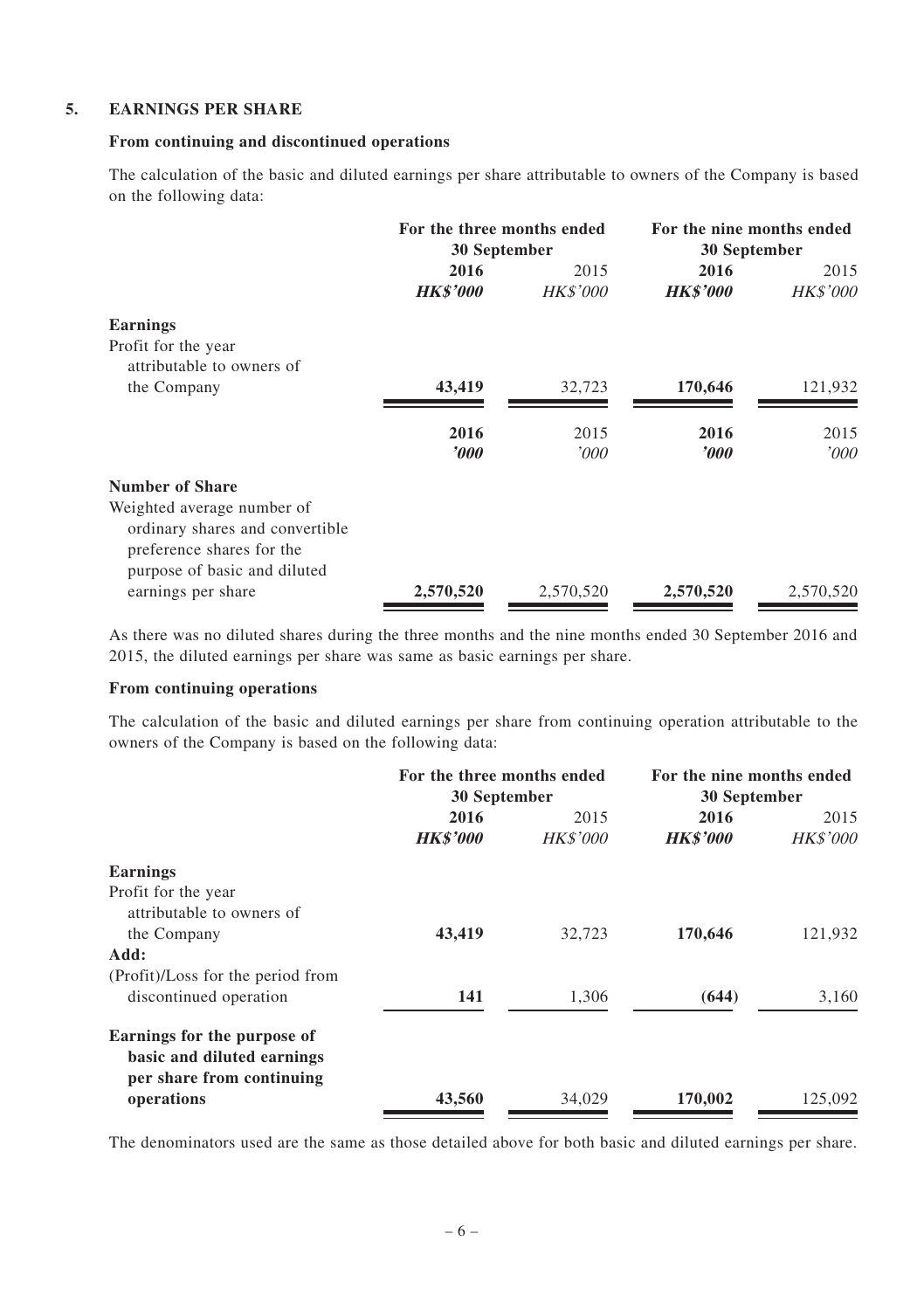## 5. EARNINGS PER SHARE

### From continuing and discontinued operations

The calculation of the basic and diluted earnings per share attributable to owners of the Company is based on the following data:

| | For the three months ended 30 September | | For the nine months ended 30 September | |
|---|---|---|---|---|
| | **2016** | 2015 | **2016** | 2015 |
| | ***HK$'000*** | *HK$'000* | ***HK$'000*** | *HK$'000* |
| **Earnings** | | | | |
| Profit for the year attributable to owners of the Company | **43,419** | 32,723 | **170,646** | 121,932 |
| | **2016** | 2015 | **2016** | 2015 |
| | ***'000*** | *'000* | ***'000*** | *'000* |
| **Number of Share** | | | | |
| Weighted average number of ordinary shares and convertible preference shares for the purpose of basic and diluted earnings per share | **2,570,520** | 2,570,520 | **2,570,520** | 2,570,520 |

As there was no diluted shares during the three months and the nine months ended 30 September 2016 and 2015, the diluted earnings per share was same as basic earnings per share.

### From continuing operations

The calculation of the basic and diluted earnings per share from continuing operation attributable to the owners of the Company is based on the following data:

| | For the three months ended 30 September | | For the nine months ended 30 September | |
|---|---|---|---|---|
| | **2016** | 2015 | **2016** | 2015 |
| | ***HK$'000*** | *HK$'000* | ***HK$'000*** | *HK$'000* |
| **Earnings** | | | | |
| Profit for the year attributable to owners of the Company | **43,419** | 32,723 | **170,646** | 121,932 |
| **Add:** | | | | |
| (Profit)/Loss for the period from discontinued operation | **141** | 1,306 | **(644)** | 3,160 |
| **Earnings for the purpose of basic and diluted earnings per share from continuing operations** | **43,560** | 34,029 | **170,002** | 125,092 |

The denominators used are the same as those detailed above for both basic and diluted earnings per share.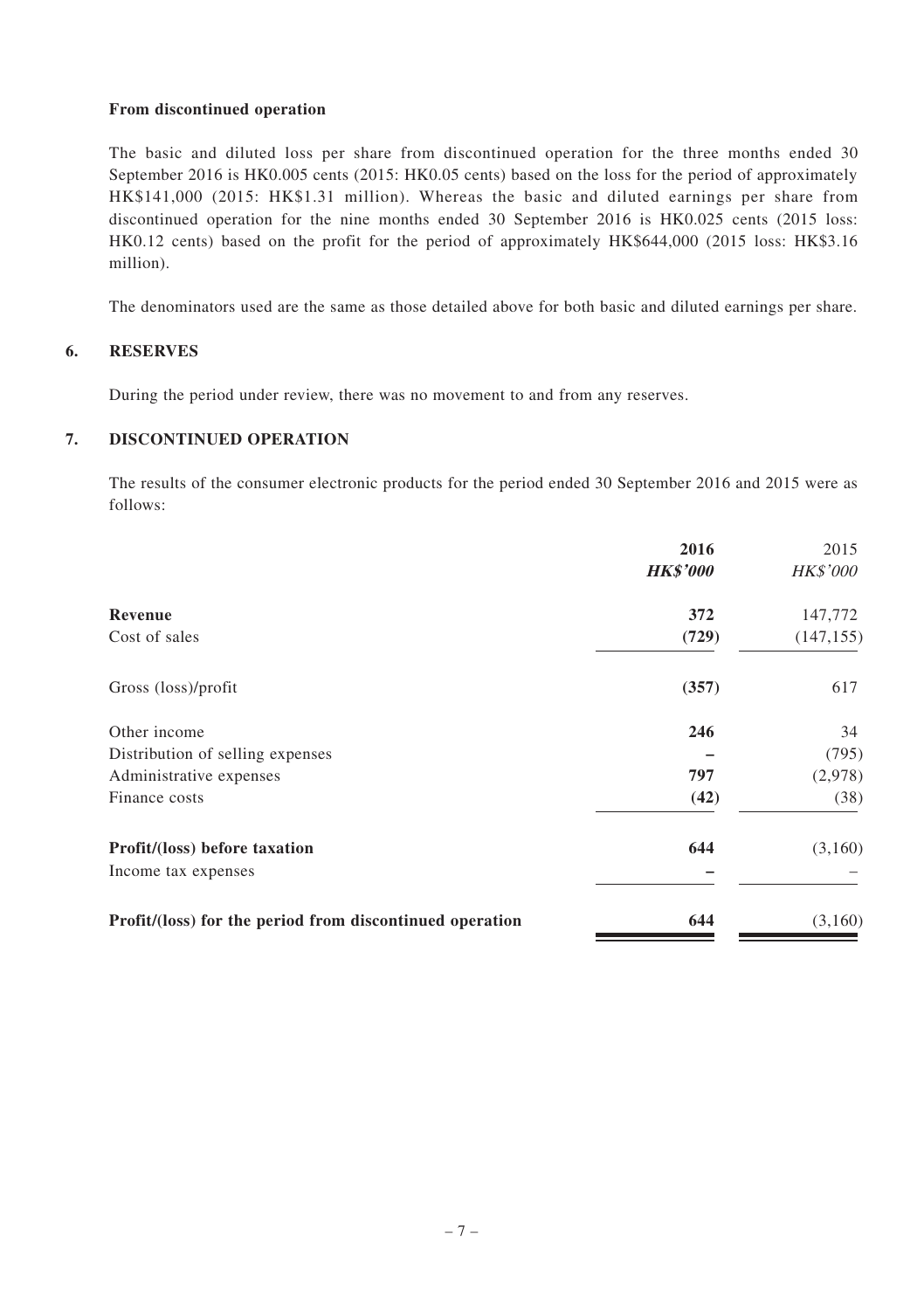**From discontinued operation**

The basic and diluted loss per share from discontinued operation for the three months ended 30 September 2016 is HK0.005 cents (2015: HK0.05 cents) based on the loss for the period of approximately HK$141,000 (2015: HK$1.31 million). Whereas the basic and diluted earnings per share from discontinued operation for the nine months ended 30 September 2016 is HK0.025 cents (2015 loss: HK0.12 cents) based on the profit for the period of approximately HK$644,000 (2015 loss: HK$3.16 million).

The denominators used are the same as those detailed above for both basic and diluted earnings per share.

## 6. RESERVES

During the period under review, there was no movement to and from any reserves.

## 7. DISCONTINUED OPERATION

The results of the consumer electronic products for the period ended 30 September 2016 and 2015 were as follows:

| | 2016 | 2015 |
|---|---|---|
| | ***HK$'000*** | *HK$'000* |
| **Revenue** | **372** | 147,772 |
| Cost of sales | **(729)** | (147,155) |
| Gross (loss)/profit | **(357)** | 617 |
| Other income | **246** | 34 |
| Distribution of selling expenses | **–** | (795) |
| Administrative expenses | **797** | (2,978) |
| Finance costs | **(42)** | (38) |
| **Profit/(loss) before taxation** | **644** | (3,160) |
| Income tax expenses | **–** | – |
| **Profit/(loss) for the period from discontinued operation** | **644** | (3,160) |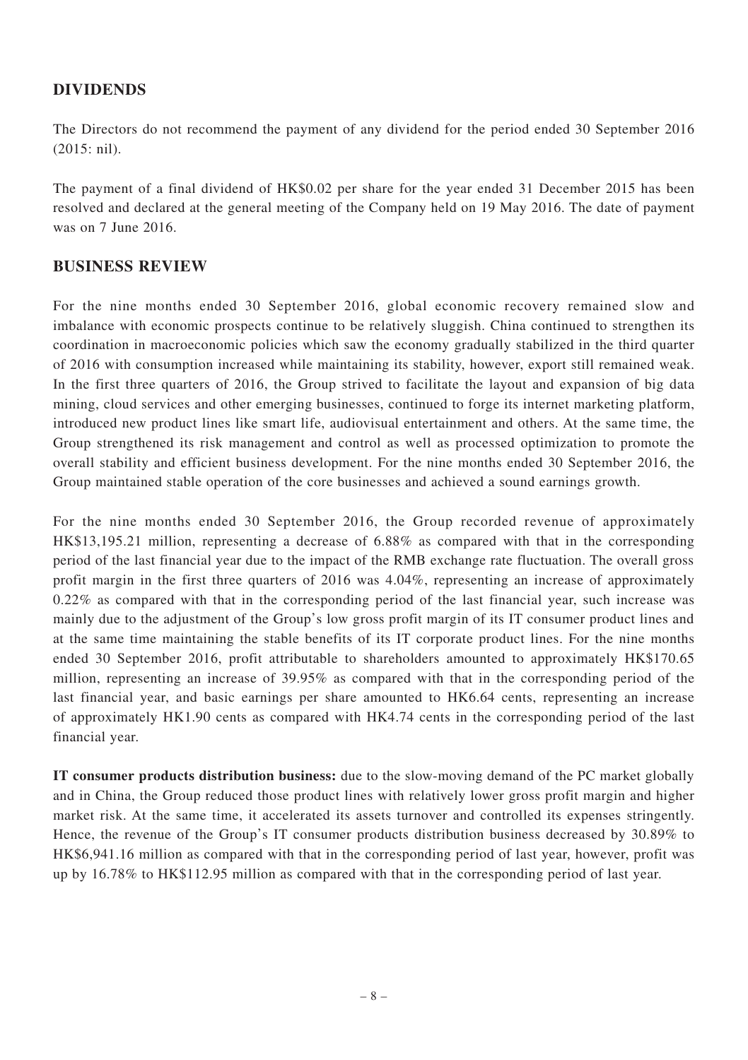## DIVIDENDS

The Directors do not recommend the payment of any dividend for the period ended 30 September 2016 (2015: nil).

The payment of a final dividend of HK$0.02 per share for the year ended 31 December 2015 has been resolved and declared at the general meeting of the Company held on 19 May 2016. The date of payment was on 7 June 2016.

## BUSINESS REVIEW

For the nine months ended 30 September 2016, global economic recovery remained slow and imbalance with economic prospects continue to be relatively sluggish. China continued to strengthen its coordination in macroeconomic policies which saw the economy gradually stabilized in the third quarter of 2016 with consumption increased while maintaining its stability, however, export still remained weak. In the first three quarters of 2016, the Group strived to facilitate the layout and expansion of big data mining, cloud services and other emerging businesses, continued to forge its internet marketing platform, introduced new product lines like smart life, audiovisual entertainment and others. At the same time, the Group strengthened its risk management and control as well as processed optimization to promote the overall stability and efficient business development. For the nine months ended 30 September 2016, the Group maintained stable operation of the core businesses and achieved a sound earnings growth.

For the nine months ended 30 September 2016, the Group recorded revenue of approximately HK$13,195.21 million, representing a decrease of 6.88% as compared with that in the corresponding period of the last financial year due to the impact of the RMB exchange rate fluctuation. The overall gross profit margin in the first three quarters of 2016 was 4.04%, representing an increase of approximately 0.22% as compared with that in the corresponding period of the last financial year, such increase was mainly due to the adjustment of the Group's low gross profit margin of its IT consumer product lines and at the same time maintaining the stable benefits of its IT corporate product lines. For the nine months ended 30 September 2016, profit attributable to shareholders amounted to approximately HK$170.65 million, representing an increase of 39.95% as compared with that in the corresponding period of the last financial year, and basic earnings per share amounted to HK6.64 cents, representing an increase of approximately HK1.90 cents as compared with HK4.74 cents in the corresponding period of the last financial year.

**IT consumer products distribution business:** due to the slow-moving demand of the PC market globally and in China, the Group reduced those product lines with relatively lower gross profit margin and higher market risk. At the same time, it accelerated its assets turnover and controlled its expenses stringently. Hence, the revenue of the Group's IT consumer products distribution business decreased by 30.89% to HK$6,941.16 million as compared with that in the corresponding period of last year, however, profit was up by 16.78% to HK$112.95 million as compared with that in the corresponding period of last year.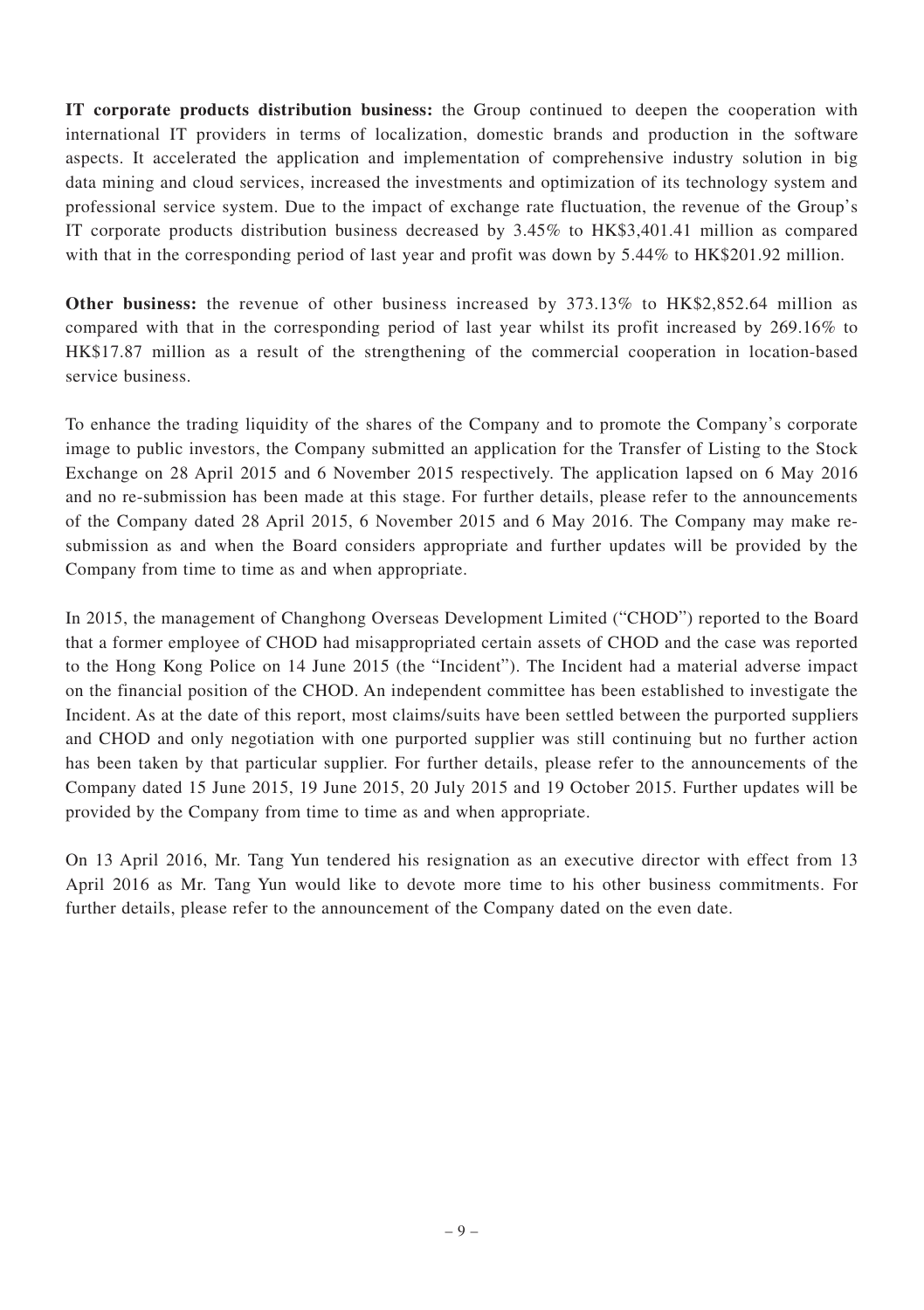**IT corporate products distribution business:** the Group continued to deepen the cooperation with international IT providers in terms of localization, domestic brands and production in the software aspects. It accelerated the application and implementation of comprehensive industry solution in big data mining and cloud services, increased the investments and optimization of its technology system and professional service system. Due to the impact of exchange rate fluctuation, the revenue of the Group's IT corporate products distribution business decreased by 3.45% to HK$3,401.41 million as compared with that in the corresponding period of last year and profit was down by 5.44% to HK$201.92 million.

**Other business:** the revenue of other business increased by 373.13% to HK$2,852.64 million as compared with that in the corresponding period of last year whilst its profit increased by 269.16% to HK$17.87 million as a result of the strengthening of the commercial cooperation in location-based service business.

To enhance the trading liquidity of the shares of the Company and to promote the Company's corporate image to public investors, the Company submitted an application for the Transfer of Listing to the Stock Exchange on 28 April 2015 and 6 November 2015 respectively. The application lapsed on 6 May 2016 and no re-submission has been made at this stage. For further details, please refer to the announcements of the Company dated 28 April 2015, 6 November 2015 and 6 May 2016. The Company may make re-submission as and when the Board considers appropriate and further updates will be provided by the Company from time to time as and when appropriate.

In 2015, the management of Changhong Overseas Development Limited ("CHOD") reported to the Board that a former employee of CHOD had misappropriated certain assets of CHOD and the case was reported to the Hong Kong Police on 14 June 2015 (the "Incident"). The Incident had a material adverse impact on the financial position of the CHOD. An independent committee has been established to investigate the Incident. As at the date of this report, most claims/suits have been settled between the purported suppliers and CHOD and only negotiation with one purported supplier was still continuing but no further action has been taken by that particular supplier. For further details, please refer to the announcements of the Company dated 15 June 2015, 19 June 2015, 20 July 2015 and 19 October 2015. Further updates will be provided by the Company from time to time as and when appropriate.

On 13 April 2016, Mr. Tang Yun tendered his resignation as an executive director with effect from 13 April 2016 as Mr. Tang Yun would like to devote more time to his other business commitments. For further details, please refer to the announcement of the Company dated on the even date.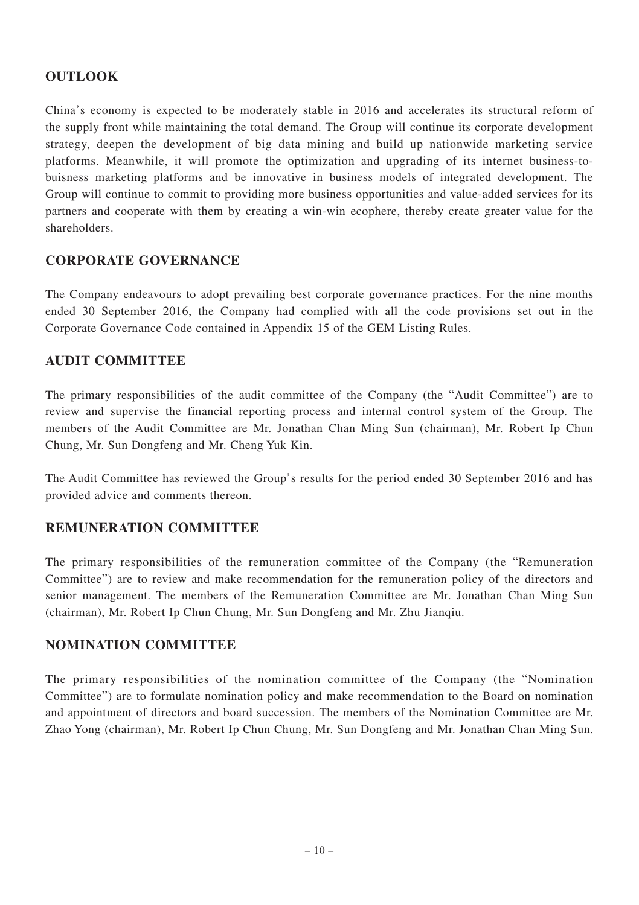## OUTLOOK

China's economy is expected to be moderately stable in 2016 and accelerates its structural reform of the supply front while maintaining the total demand. The Group will continue its corporate development strategy, deepen the development of big data mining and build up nationwide marketing service platforms. Meanwhile, it will promote the optimization and upgrading of its internet business-to-buisness marketing platforms and be innovative in business models of integrated development. The Group will continue to commit to providing more business opportunities and value-added services for its partners and cooperate with them by creating a win-win ecophere, thereby create greater value for the shareholders.

## CORPORATE GOVERNANCE

The Company endeavours to adopt prevailing best corporate governance practices. For the nine months ended 30 September 2016, the Company had complied with all the code provisions set out in the Corporate Governance Code contained in Appendix 15 of the GEM Listing Rules.

## AUDIT COMMITTEE

The primary responsibilities of the audit committee of the Company (the "Audit Committee") are to review and supervise the financial reporting process and internal control system of the Group. The members of the Audit Committee are Mr. Jonathan Chan Ming Sun (chairman), Mr. Robert Ip Chun Chung, Mr. Sun Dongfeng and Mr. Cheng Yuk Kin.

The Audit Committee has reviewed the Group's results for the period ended 30 September 2016 and has provided advice and comments thereon.

## REMUNERATION COMMITTEE

The primary responsibilities of the remuneration committee of the Company (the "Remuneration Committee") are to review and make recommendation for the remuneration policy of the directors and senior management. The members of the Remuneration Committee are Mr. Jonathan Chan Ming Sun (chairman), Mr. Robert Ip Chun Chung, Mr. Sun Dongfeng and Mr. Zhu Jianqiu.

## NOMINATION COMMITTEE

The primary responsibilities of the nomination committee of the Company (the "Nomination Committee") are to formulate nomination policy and make recommendation to the Board on nomination and appointment of directors and board succession. The members of the Nomination Committee are Mr. Zhao Yong (chairman), Mr. Robert Ip Chun Chung, Mr. Sun Dongfeng and Mr. Jonathan Chan Ming Sun.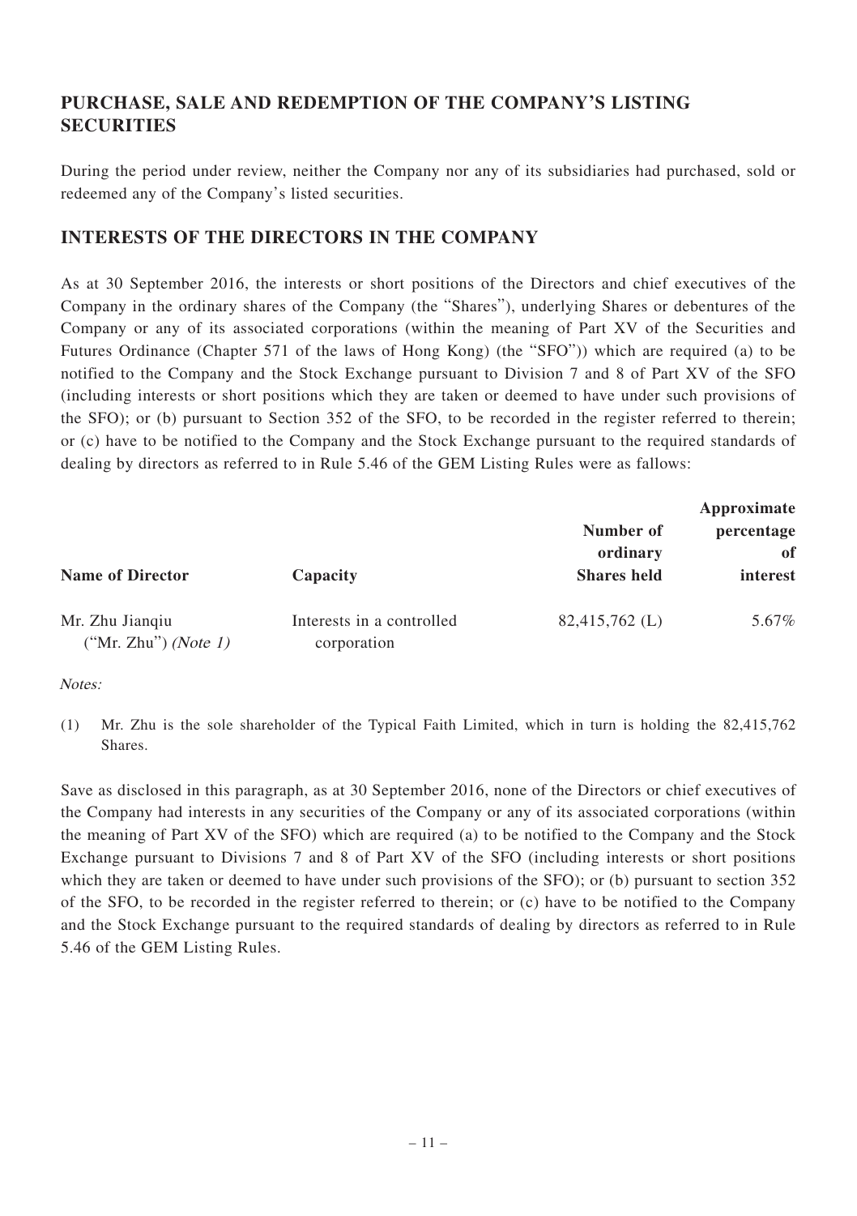## PURCHASE, SALE AND REDEMPTION OF THE COMPANY'S LISTING SECURITIES

During the period under review, neither the Company nor any of its subsidiaries had purchased, sold or redeemed any of the Company's listed securities.

## INTERESTS OF THE DIRECTORS IN THE COMPANY

As at 30 September 2016, the interests or short positions of the Directors and chief executives of the Company in the ordinary shares of the Company (the "Shares"), underlying Shares or debentures of the Company or any of its associated corporations (within the meaning of Part XV of the Securities and Futures Ordinance (Chapter 571 of the laws of Hong Kong) (the "SFO")) which are required (a) to be notified to the Company and the Stock Exchange pursuant to Division 7 and 8 of Part XV of the SFO (including interests or short positions which they are taken or deemed to have under such provisions of the SFO); or (b) pursuant to Section 352 of the SFO, to be recorded in the register referred to therein; or (c) have to be notified to the Company and the Stock Exchange pursuant to the required standards of dealing by directors as referred to in Rule 5.46 of the GEM Listing Rules were as fallows:

| Name of Director | Capacity | Number of ordinary Shares held | Approximate percentage of interest |
|---|---|---|---|
| Mr. Zhu Jianqiu ("Mr. Zhu") *(Note 1)* | Interests in a controlled corporation | 82,415,762 (L) | 5.67% |

*Notes:*

(1) Mr. Zhu is the sole shareholder of the Typical Faith Limited, which in turn is holding the 82,415,762 Shares.

Save as disclosed in this paragraph, as at 30 September 2016, none of the Directors or chief executives of the Company had interests in any securities of the Company or any of its associated corporations (within the meaning of Part XV of the SFO) which are required (a) to be notified to the Company and the Stock Exchange pursuant to Divisions 7 and 8 of Part XV of the SFO (including interests or short positions which they are taken or deemed to have under such provisions of the SFO); or (b) pursuant to section 352 of the SFO, to be recorded in the register referred to therein; or (c) have to be notified to the Company and the Stock Exchange pursuant to the required standards of dealing by directors as referred to in Rule 5.46 of the GEM Listing Rules.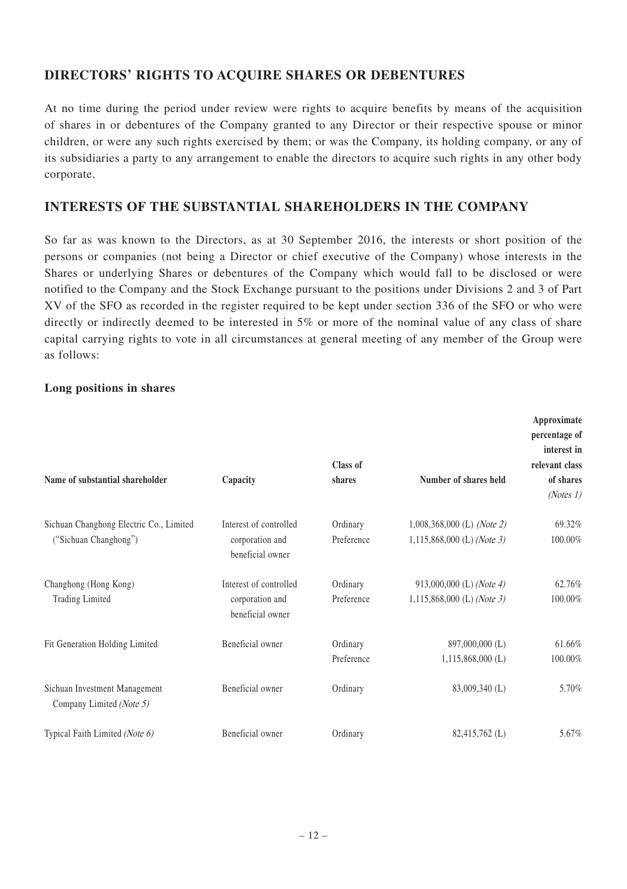## DIRECTORS' RIGHTS TO ACQUIRE SHARES OR DEBENTURES

At no time during the period under review were rights to acquire benefits by means of the acquisition of shares in or debentures of the Company granted to any Director or their respective spouse or minor children, or were any such rights exercised by them; or was the Company, its holding company, or any of its subsidiaries a party to any arrangement to enable the directors to acquire such rights in any other body corporate.

## INTERESTS OF THE SUBSTANTIAL SHAREHOLDERS IN THE COMPANY

So far as was known to the Directors, as at 30 September 2016, the interests or short position of the persons or companies (not being a Director or chief executive of the Company) whose interests in the Shares or underlying Shares or debentures of the Company which would fall to be disclosed or were notified to the Company and the Stock Exchange pursuant to the positions under Divisions 2 and 3 of Part XV of the SFO as recorded in the register required to be kept under section 336 of the SFO or who were directly or indirectly deemed to be interested in 5% or more of the nominal value of any class of share capital carrying rights to vote in all circumstances at general meeting of any member of the Group were as follows:

**Long positions in shares**

| Name of substantial shareholder | Capacity | Class of shares | Number of shares held | Approximate percentage of interest in relevant class of shares *(Notes 1)* |
|---|---|---|---|---|
| Sichuan Changhong Electric Co., Limited ("Sichuan Changhong") | Interest of controlled corporation and beneficial owner | Ordinary | 1,008,368,000 (L) *(Note 2)* | 69.32% |
| | | Preference | 1,115,868,000 (L) *(Note 3)* | 100.00% |
| Changhong (Hong Kong) Trading Limited | Interest of controlled corporation and beneficial owner | Ordinary | 913,000,000 (L) *(Note 4)* | 62.76% |
| | | Preference | 1,115,868,000 (L) *(Note 3)* | 100.00% |
| Fit Generation Holding Limited | Beneficial owner | Ordinary | 897,000,000 (L) | 61.66% |
| | | Preference | 1,115,868,000 (L) | 100.00% |
| Sichuan Investment Management Company Limited *(Note 5)* | Beneficial owner | Ordinary | 83,009,340 (L) | 5.70% |
| Typical Faith Limited *(Note 6)* | Beneficial owner | Ordinary | 82,415,762 (L) | 5.67% |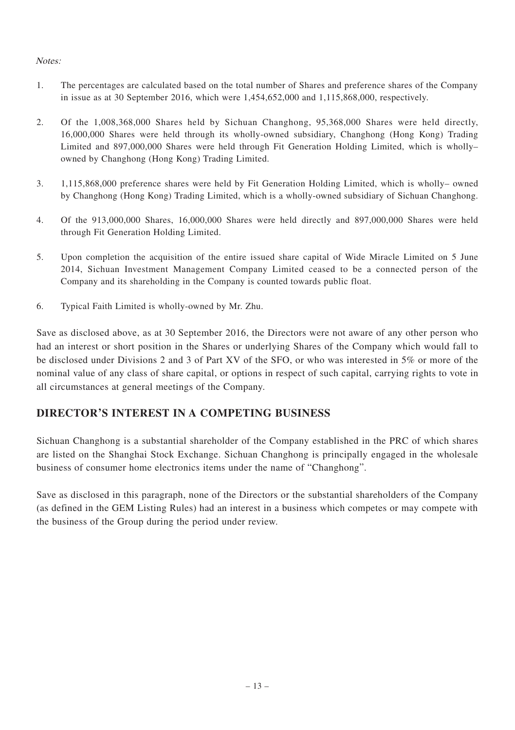*Notes:*

1. The percentages are calculated based on the total number of Shares and preference shares of the Company in issue as at 30 September 2016, which were 1,454,652,000 and 1,115,868,000, respectively.

2. Of the 1,008,368,000 Shares held by Sichuan Changhong, 95,368,000 Shares were held directly, 16,000,000 Shares were held through its wholly-owned subsidiary, Changhong (Hong Kong) Trading Limited and 897,000,000 Shares were held through Fit Generation Holding Limited, which is wholly–owned by Changhong (Hong Kong) Trading Limited.

3. 1,115,868,000 preference shares were held by Fit Generation Holding Limited, which is wholly– owned by Changhong (Hong Kong) Trading Limited, which is a wholly-owned subsidiary of Sichuan Changhong.

4. Of the 913,000,000 Shares, 16,000,000 Shares were held directly and 897,000,000 Shares were held through Fit Generation Holding Limited.

5. Upon completion the acquisition of the entire issued share capital of Wide Miracle Limited on 5 June 2014, Sichuan Investment Management Company Limited ceased to be a connected person of the Company and its shareholding in the Company is counted towards public float.

6. Typical Faith Limited is wholly-owned by Mr. Zhu.

Save as disclosed above, as at 30 September 2016, the Directors were not aware of any other person who had an interest or short position in the Shares or underlying Shares of the Company which would fall to be disclosed under Divisions 2 and 3 of Part XV of the SFO, or who was interested in 5% or more of the nominal value of any class of share capital, or options in respect of such capital, carrying rights to vote in all circumstances at general meetings of the Company.

## DIRECTOR'S INTEREST IN A COMPETING BUSINESS

Sichuan Changhong is a substantial shareholder of the Company established in the PRC of which shares are listed on the Shanghai Stock Exchange. Sichuan Changhong is principally engaged in the wholesale business of consumer home electronics items under the name of "Changhong".

Save as disclosed in this paragraph, none of the Directors or the substantial shareholders of the Company (as defined in the GEM Listing Rules) had an interest in a business which competes or may compete with the business of the Group during the period under review.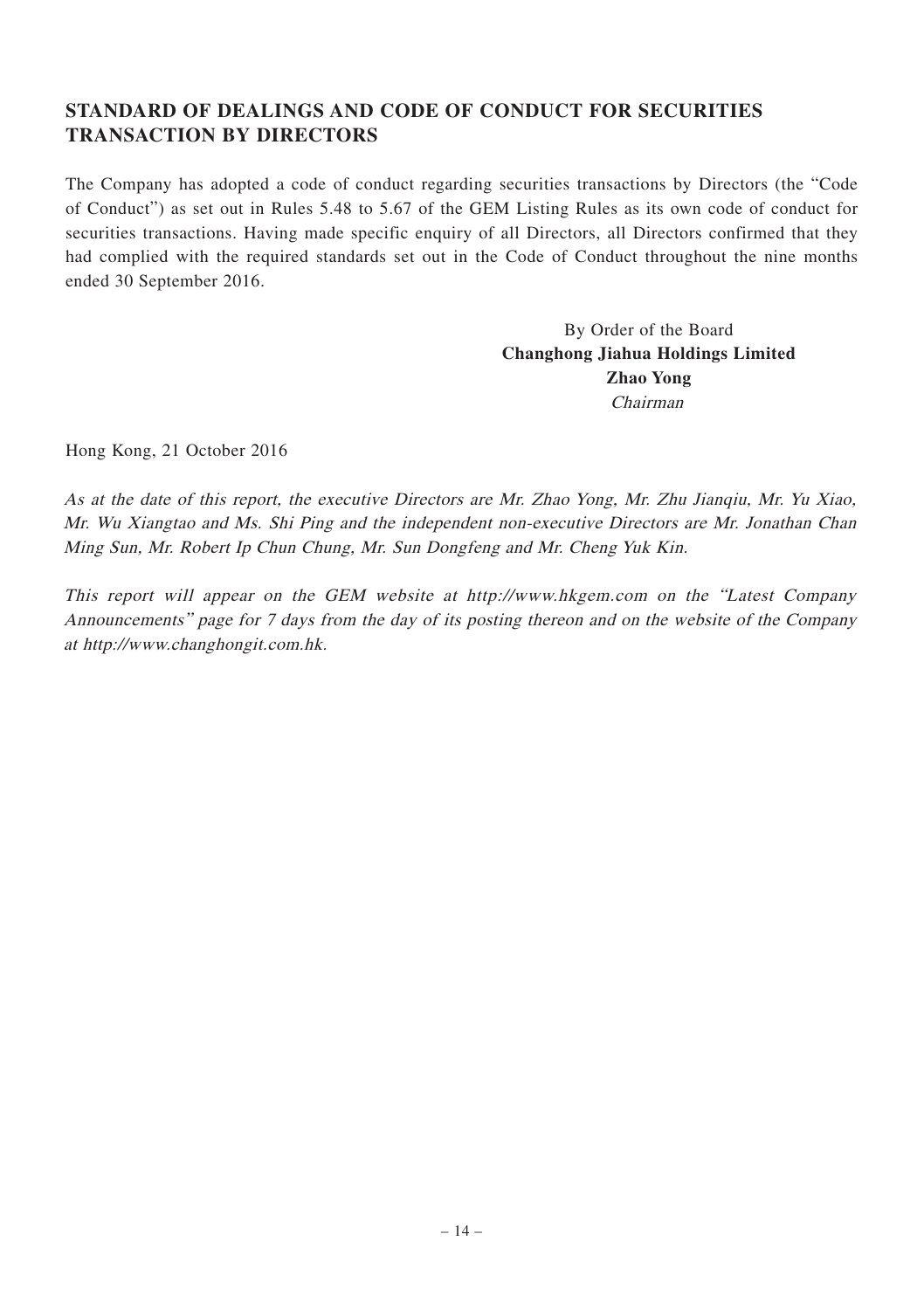## STANDARD OF DEALINGS AND CODE OF CONDUCT FOR SECURITIES TRANSACTION BY DIRECTORS

The Company has adopted a code of conduct regarding securities transactions by Directors (the "Code of Conduct") as set out in Rules 5.48 to 5.67 of the GEM Listing Rules as its own code of conduct for securities transactions. Having made specific enquiry of all Directors, all Directors confirmed that they had complied with the required standards set out in the Code of Conduct throughout the nine months ended 30 September 2016.

By Order of the Board
**Changhong Jiahua Holdings Limited**
**Zhao Yong**
*Chairman*

Hong Kong, 21 October 2016

*As at the date of this report, the executive Directors are Mr. Zhao Yong, Mr. Zhu Jianqiu, Mr. Yu Xiao, Mr. Wu Xiangtao and Ms. Shi Ping and the independent non-executive Directors are Mr. Jonathan Chan Ming Sun, Mr. Robert Ip Chun Chung, Mr. Sun Dongfeng and Mr. Cheng Yuk Kin.*

*This report will appear on the GEM website at http://www.hkgem.com on the "Latest Company Announcements" page for 7 days from the day of its posting thereon and on the website of the Company at http://www.changhongit.com.hk.*